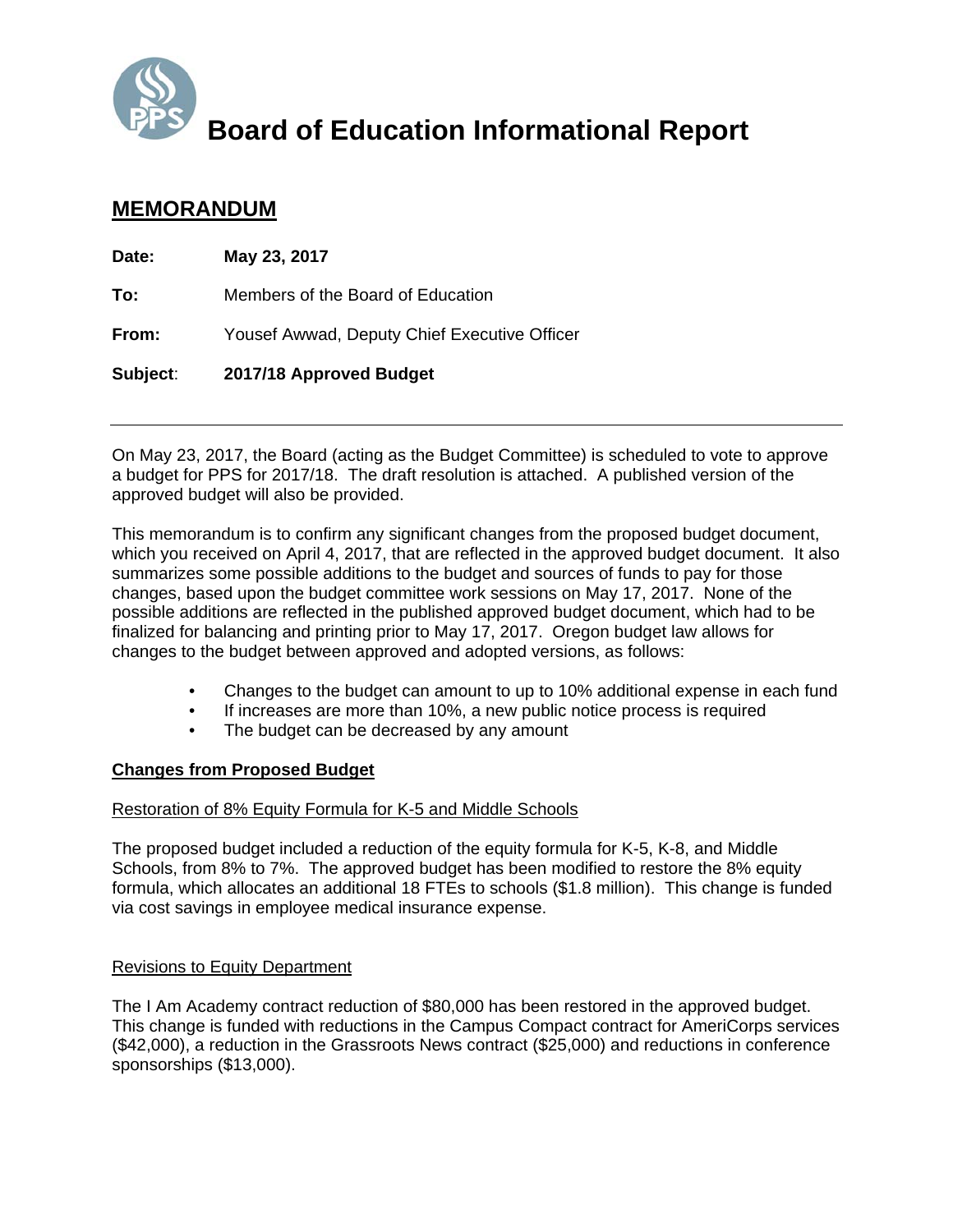# Board of Education Informational Report

## MEMORANDUM

**Date:** **May 23, 2017**

**To:** Members of the Board of Education

**From:** Yousef Awwad, Deputy Chief Executive Officer

**Subject:** **2017/18 Approved Budget**

---

On May 23, 2017, the Board (acting as the Budget Committee) is scheduled to vote to approve a budget for PPS for 2017/18. The draft resolution is attached. A published version of the approved budget will also be provided.

This memorandum is to confirm any significant changes from the proposed budget document, which you received on April 4, 2017, that are reflected in the approved budget document. It also summarizes some possible additions to the budget and sources of funds to pay for those changes, based upon the budget committee work sessions on May 17, 2017. None of the possible additions are reflected in the published approved budget document, which had to be finalized for balancing and printing prior to May 17, 2017. Oregon budget law allows for changes to the budget between approved and adopted versions, as follows:

- Changes to the budget can amount to up to 10% additional expense in each fund
- If increases are more than 10%, a new public notice process is required
- The budget can be decreased by any amount

**Changes from Proposed Budget**

Restoration of 8% Equity Formula for K-5 and Middle Schools

The proposed budget included a reduction of the equity formula for K-5, K-8, and Middle Schools, from 8% to 7%. The approved budget has been modified to restore the 8% equity formula, which allocates an additional 18 FTEs to schools ($1.8 million). This change is funded via cost savings in employee medical insurance expense.

Revisions to Equity Department

The I Am Academy contract reduction of $80,000 has been restored in the approved budget. This change is funded with reductions in the Campus Compact contract for AmeriCorps services ($42,000), a reduction in the Grassroots News contract ($25,000) and reductions in conference sponsorships ($13,000).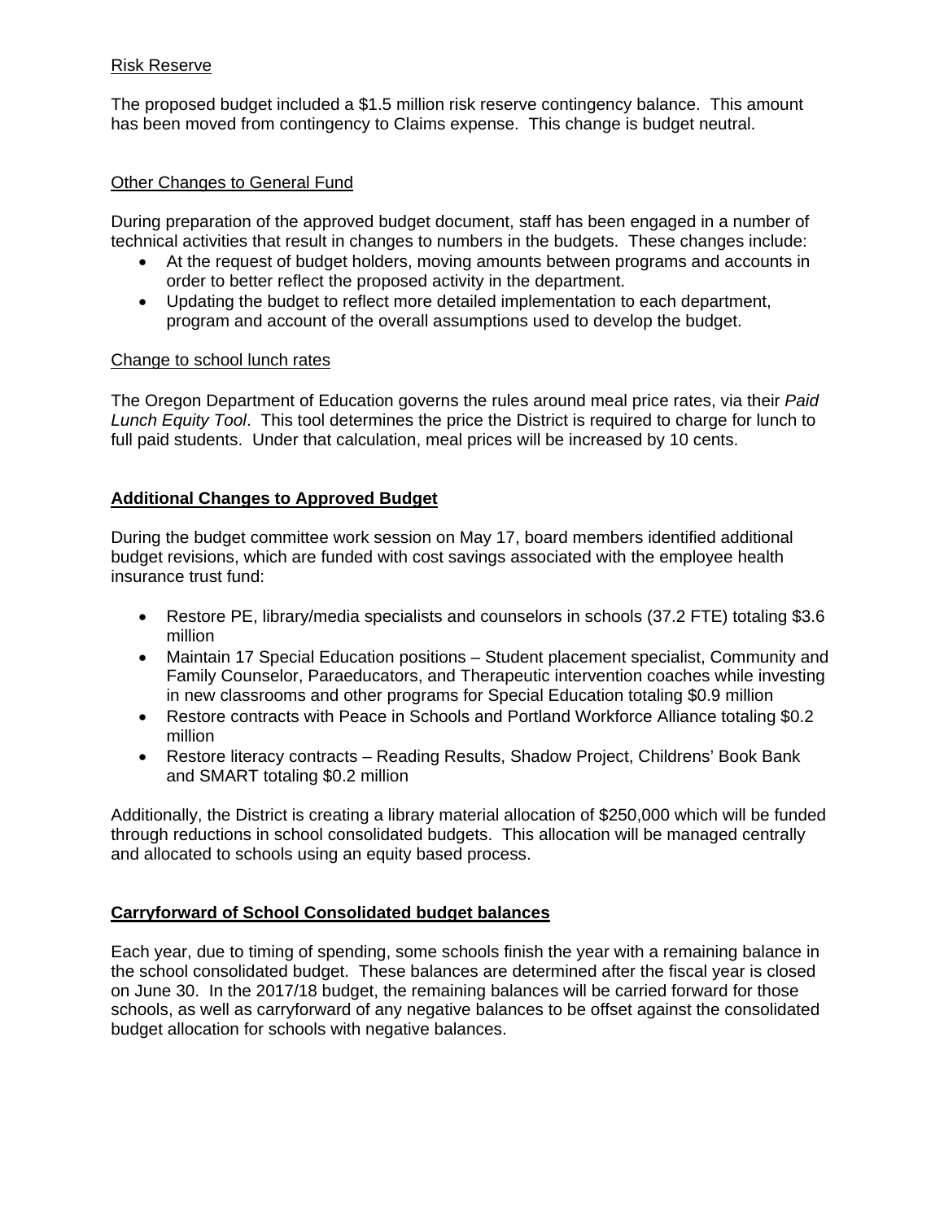Risk Reserve

The proposed budget included a $1.5 million risk reserve contingency balance. This amount has been moved from contingency to Claims expense. This change is budget neutral.

Other Changes to General Fund

During preparation of the approved budget document, staff has been engaged in a number of technical activities that result in changes to numbers in the budgets. These changes include:

- At the request of budget holders, moving amounts between programs and accounts in order to better reflect the proposed activity in the department.
- Updating the budget to reflect more detailed implementation to each department, program and account of the overall assumptions used to develop the budget.

Change to school lunch rates

The Oregon Department of Education governs the rules around meal price rates, via their *Paid Lunch Equity Tool*. This tool determines the price the District is required to charge for lunch to full paid students. Under that calculation, meal prices will be increased by 10 cents.

## Additional Changes to Approved Budget

During the budget committee work session on May 17, board members identified additional budget revisions, which are funded with cost savings associated with the employee health insurance trust fund:

- Restore PE, library/media specialists and counselors in schools (37.2 FTE) totaling $3.6 million
- Maintain 17 Special Education positions – Student placement specialist, Community and Family Counselor, Paraeducators, and Therapeutic intervention coaches while investing in new classrooms and other programs for Special Education totaling $0.9 million
- Restore contracts with Peace in Schools and Portland Workforce Alliance totaling $0.2 million
- Restore literacy contracts – Reading Results, Shadow Project, Childrens' Book Bank and SMART totaling $0.2 million

Additionally, the District is creating a library material allocation of $250,000 which will be funded through reductions in school consolidated budgets. This allocation will be managed centrally and allocated to schools using an equity based process.

## Carryforward of School Consolidated budget balances

Each year, due to timing of spending, some schools finish the year with a remaining balance in the school consolidated budget. These balances are determined after the fiscal year is closed on June 30. In the 2017/18 budget, the remaining balances will be carried forward for those schools, as well as carryforward of any negative balances to be offset against the consolidated budget allocation for schools with negative balances.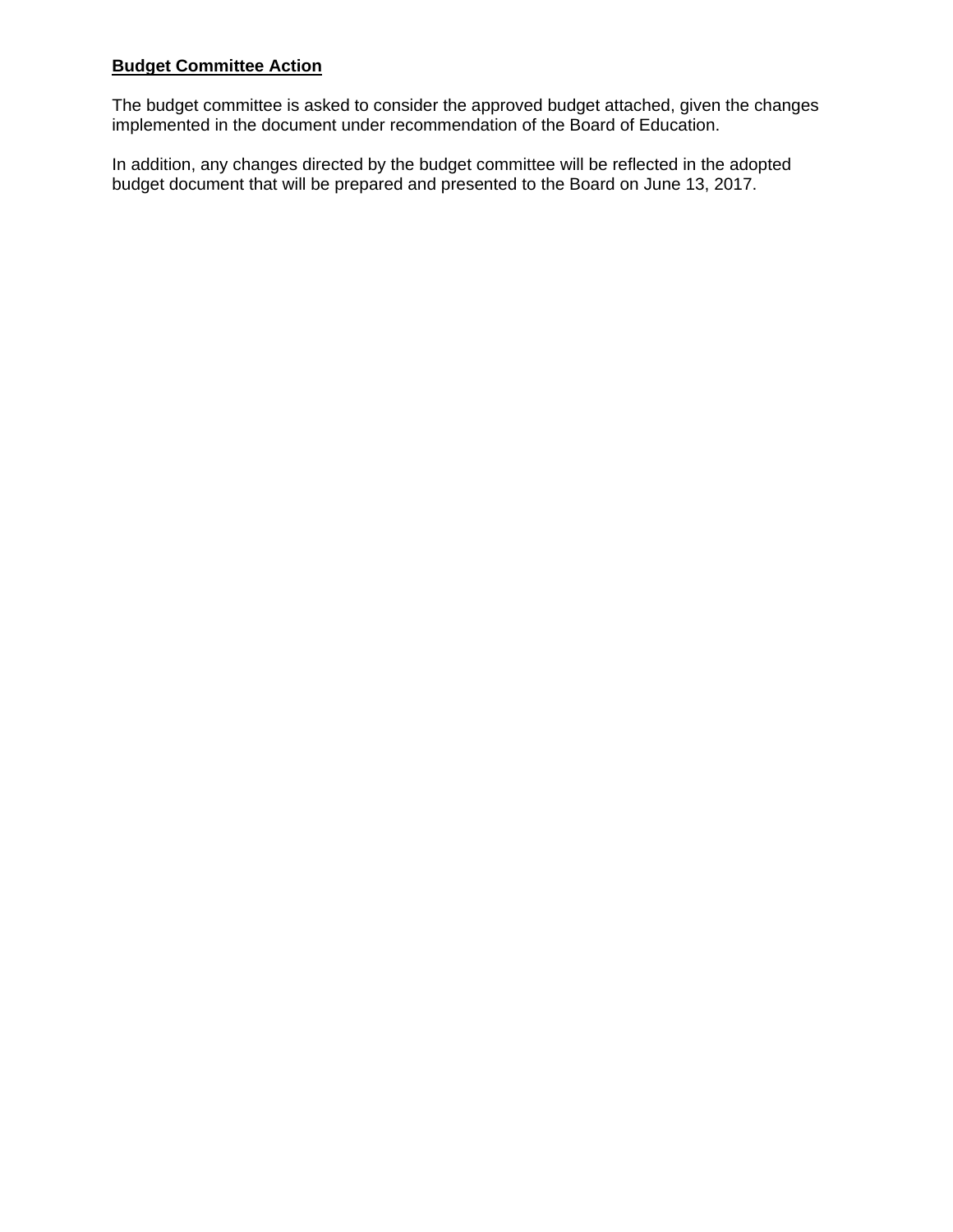**Budget Committee Action**

The budget committee is asked to consider the approved budget attached, given the changes implemented in the document under recommendation of the Board of Education.

In addition, any changes directed by the budget committee will be reflected in the adopted budget document that will be prepared and presented to the Board on June 13, 2017.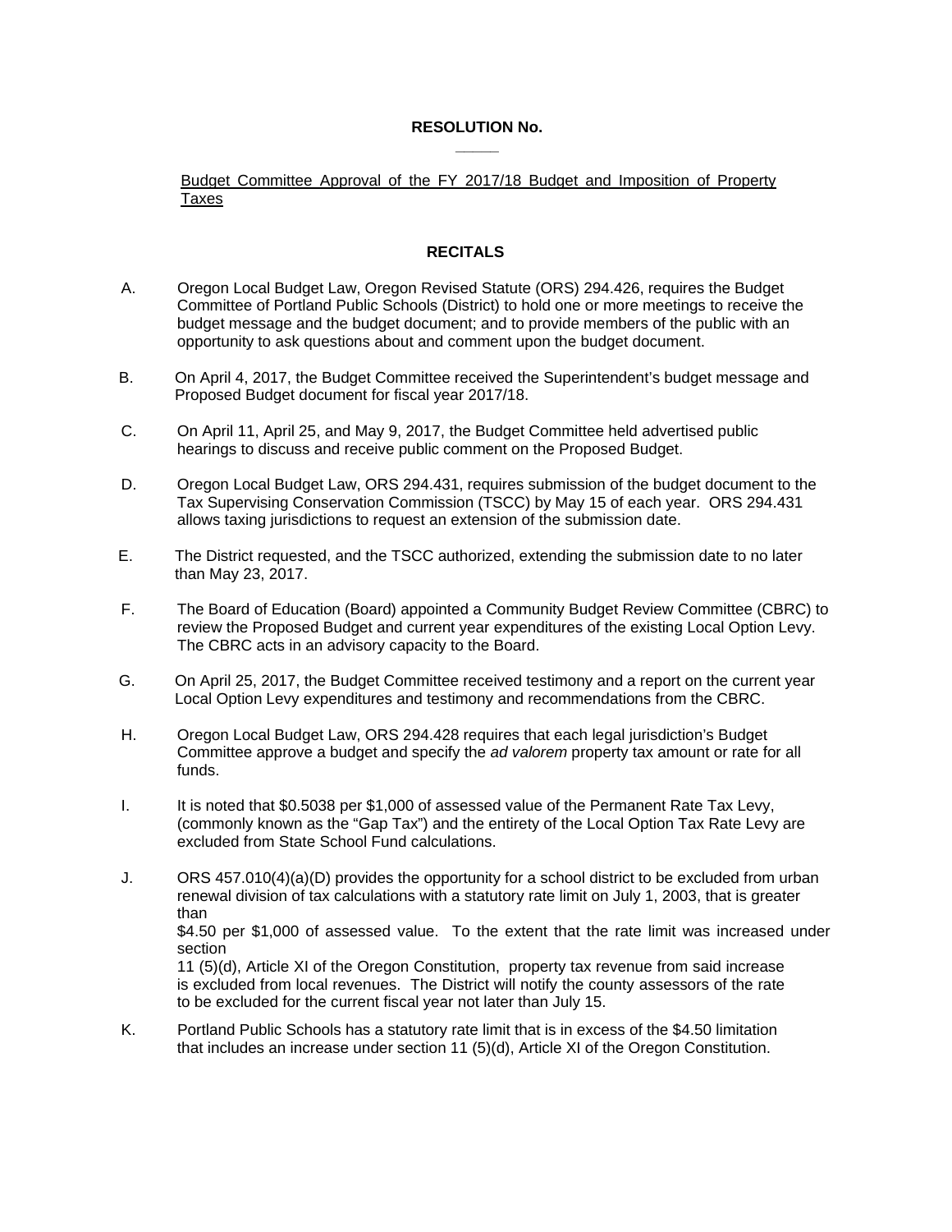**RESOLUTION No. _____**

Budget Committee Approval of the FY 2017/18 Budget and Imposition of Property Taxes

**RECITALS**

A. Oregon Local Budget Law, Oregon Revised Statute (ORS) 294.426, requires the Budget Committee of Portland Public Schools (District) to hold one or more meetings to receive the budget message and the budget document; and to provide members of the public with an opportunity to ask questions about and comment upon the budget document.

B. On April 4, 2017, the Budget Committee received the Superintendent's budget message and Proposed Budget document for fiscal year 2017/18.

C. On April 11, April 25, and May 9, 2017, the Budget Committee held advertised public hearings to discuss and receive public comment on the Proposed Budget.

D. Oregon Local Budget Law, ORS 294.431, requires submission of the budget document to the Tax Supervising Conservation Commission (TSCC) by May 15 of each year. ORS 294.431 allows taxing jurisdictions to request an extension of the submission date.

E. The District requested, and the TSCC authorized, extending the submission date to no later than May 23, 2017.

F. The Board of Education (Board) appointed a Community Budget Review Committee (CBRC) to review the Proposed Budget and current year expenditures of the existing Local Option Levy. The CBRC acts in an advisory capacity to the Board.

G. On April 25, 2017, the Budget Committee received testimony and a report on the current year Local Option Levy expenditures and testimony and recommendations from the CBRC.

H. Oregon Local Budget Law, ORS 294.428 requires that each legal jurisdiction's Budget Committee approve a budget and specify the *ad valorem* property tax amount or rate for all funds.

I. It is noted that $0.5038 per $1,000 of assessed value of the Permanent Rate Tax Levy, (commonly known as the "Gap Tax") and the entirety of the Local Option Tax Rate Levy are excluded from State School Fund calculations.

J. ORS 457.010(4)(a)(D) provides the opportunity for a school district to be excluded from urban renewal division of tax calculations with a statutory rate limit on July 1, 2003, that is greater than $4.50 per $1,000 of assessed value. To the extent that the rate limit was increased under section 11 (5)(d), Article XI of the Oregon Constitution, property tax revenue from said increase is excluded from local revenues. The District will notify the county assessors of the rate to be excluded for the current fiscal year not later than July 15.

K. Portland Public Schools has a statutory rate limit that is in excess of the $4.50 limitation that includes an increase under section 11 (5)(d), Article XI of the Oregon Constitution.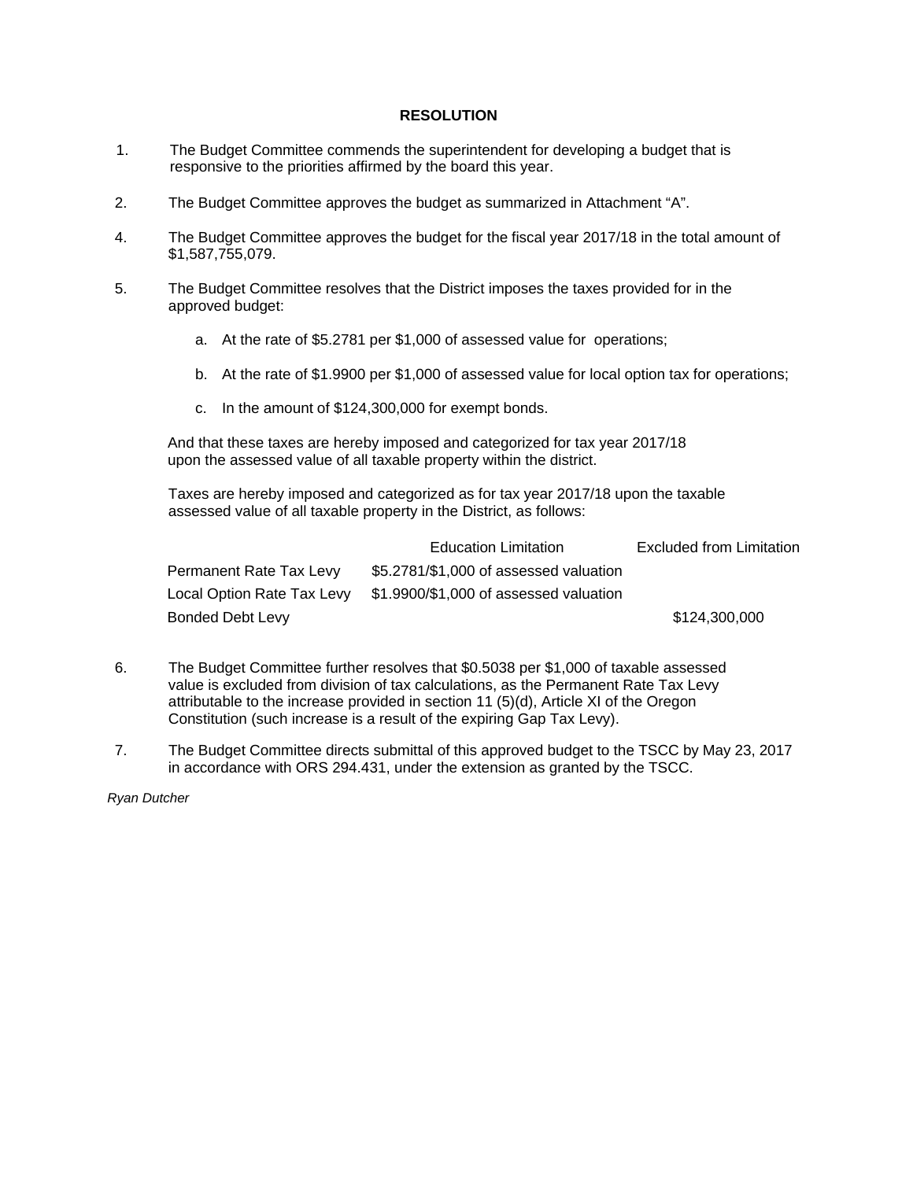**RESOLUTION**

1. The Budget Committee commends the superintendent for developing a budget that is responsive to the priorities affirmed by the board this year.

2. The Budget Committee approves the budget as summarized in Attachment "A".

4. The Budget Committee approves the budget for the fiscal year 2017/18 in the total amount of $1,587,755,079.

5. The Budget Committee resolves that the District imposes the taxes provided for in the approved budget:

   a. At the rate of $5.2781 per $1,000 of assessed value for operations;

   b. At the rate of $1.9900 per $1,000 of assessed value for local option tax for operations;

   c. In the amount of $124,300,000 for exempt bonds.

   And that these taxes are hereby imposed and categorized for tax year 2017/18 upon the assessed value of all taxable property within the district.

   Taxes are hereby imposed and categorized as for tax year 2017/18 upon the taxable assessed value of all taxable property in the District, as follows:

| | Education Limitation | Excluded from Limitation |
|---|---|---|
| Permanent Rate Tax Levy | $5.2781/$1,000 of assessed valuation | |
| Local Option Rate Tax Levy | $1.9900/$1,000 of assessed valuation | |
| Bonded Debt Levy | | $124,300,000 |

6. The Budget Committee further resolves that $0.5038 per $1,000 of taxable assessed value is excluded from division of tax calculations, as the Permanent Rate Tax Levy attributable to the increase provided in section 11 (5)(d), Article XI of the Oregon Constitution (such increase is a result of the expiring Gap Tax Levy).

7. The Budget Committee directs submittal of this approved budget to the TSCC by May 23, 2017 in accordance with ORS 294.431, under the extension as granted by the TSCC.

*Ryan Dutcher*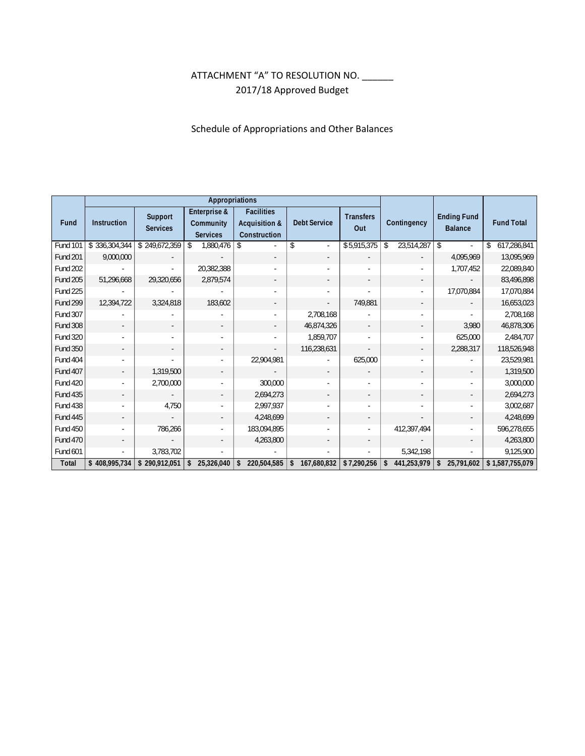ATTACHMENT "A" TO RESOLUTION NO. ______

2017/18 Approved Budget

Schedule of Appropriations and Other Balances

| Fund | Appropriations | | | | | | Contingency | Ending Fund Balance | Fund Total |
|---|---|---|---|---|---|---|---|---|---|
| | Instruction | Support Services | Enterprise & Community Services | Facilities Acquisition & Construction | Debt Service | Transfers Out | | | |
| Fund 101 | $ 336,304,344 | $ 249,672,359 | $ 1,880,476 | $ - | $ - | $ 5,915,375 | $ 23,514,287 | $ - | $ 617,286,841 |
| Fund 201 | 9,000,000 | - | - | - | - | - | - | 4,095,969 | 13,095,969 |
| Fund 202 | - | - | 20,382,388 | - | - | - | - | 1,707,452 | 22,089,840 |
| Fund 205 | 51,296,668 | 29,320,656 | 2,879,574 | - | - | - | - | - | 83,496,898 |
| Fund 225 | - | - | - | - | - | - | - | 17,070,884 | 17,070,884 |
| Fund 299 | 12,394,722 | 3,324,818 | 183,602 | - | - | 749,881 | - | - | 16,653,023 |
| Fund 307 | - | - | - | - | 2,708,168 | - | - | - | 2,708,168 |
| Fund 308 | - | - | - | - | 46,874,326 | - | - | 3,980 | 46,878,306 |
| Fund 320 | - | - | - | - | 1,859,707 | - | - | 625,000 | 2,484,707 |
| Fund 350 | - | - | - | - | 116,238,631 | - | - | 2,288,317 | 118,526,948 |
| Fund 404 | - | - | - | 22,904,981 | - | 625,000 | - | - | 23,529,981 |
| Fund 407 | - | 1,319,500 | - | - | - | - | - | - | 1,319,500 |
| Fund 420 | - | 2,700,000 | - | 300,000 | - | - | - | - | 3,000,000 |
| Fund 435 | - | - | - | 2,694,273 | - | - | - | - | 2,694,273 |
| Fund 438 | - | 4,750 | - | 2,997,937 | - | - | - | - | 3,002,687 |
| Fund 445 | - | - | - | 4,248,699 | - | - | - | - | 4,248,699 |
| Fund 450 | - | 786,266 | - | 183,094,895 | - | - | 412,397,494 | - | 596,278,655 |
| Fund 470 | - | - | - | 4,263,800 | - | - | - | - | 4,263,800 |
| Fund 601 | - | 3,783,702 | - | - | - | - | 5,342,198 | - | 9,125,900 |
| **Total** | **$ 408,995,734** | **$ 290,912,051** | **$ 25,326,040** | **$ 220,504,585** | **$ 167,680,832** | **$ 7,290,256** | **$ 441,253,979** | **$ 25,791,602** | **$ 1,587,755,079** |